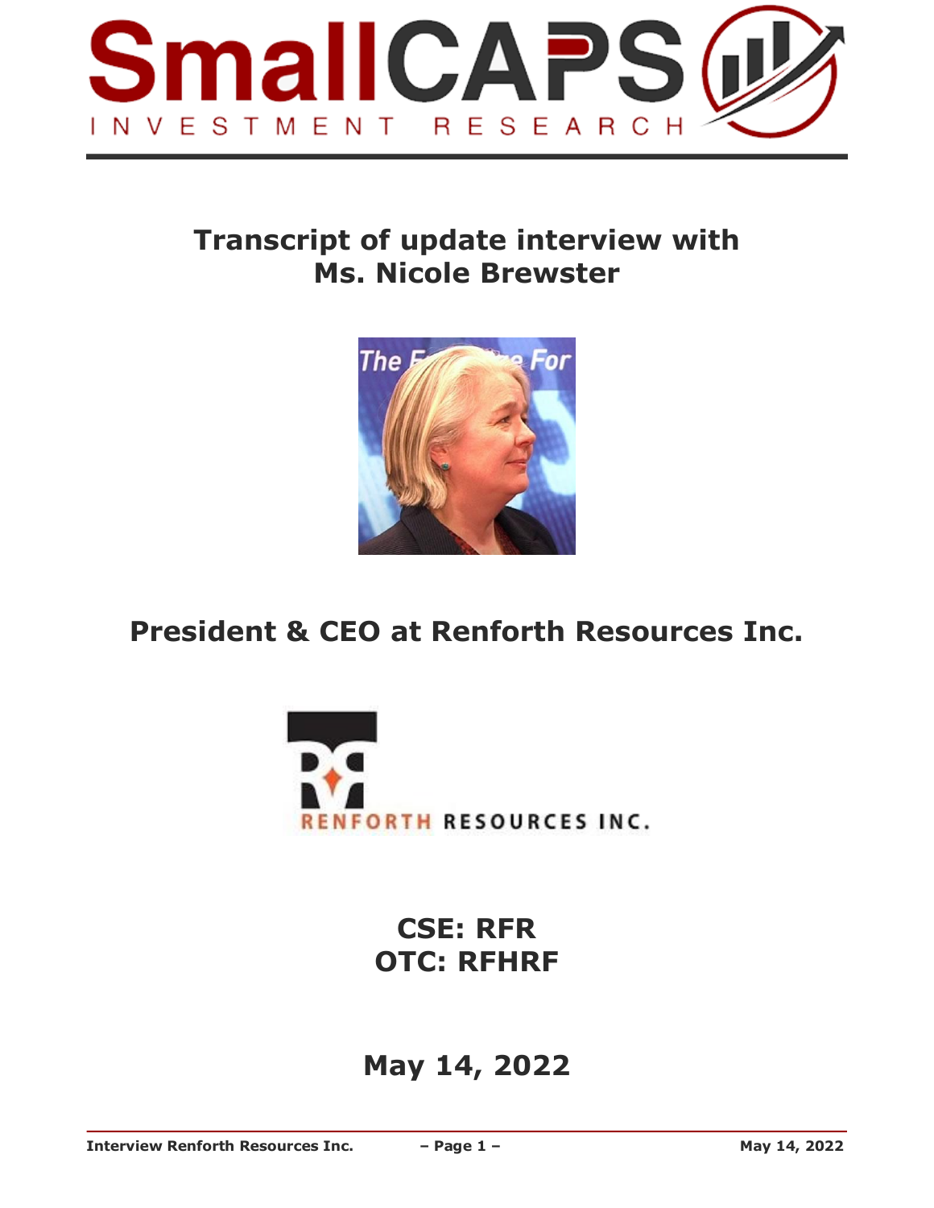# Transcript of update interview with Ms. Nicole Brewster

## President & CEO at Renforth Resources Inc.

**CSE: RFR**
**OTC: RFHRF**

**May 14, 2022**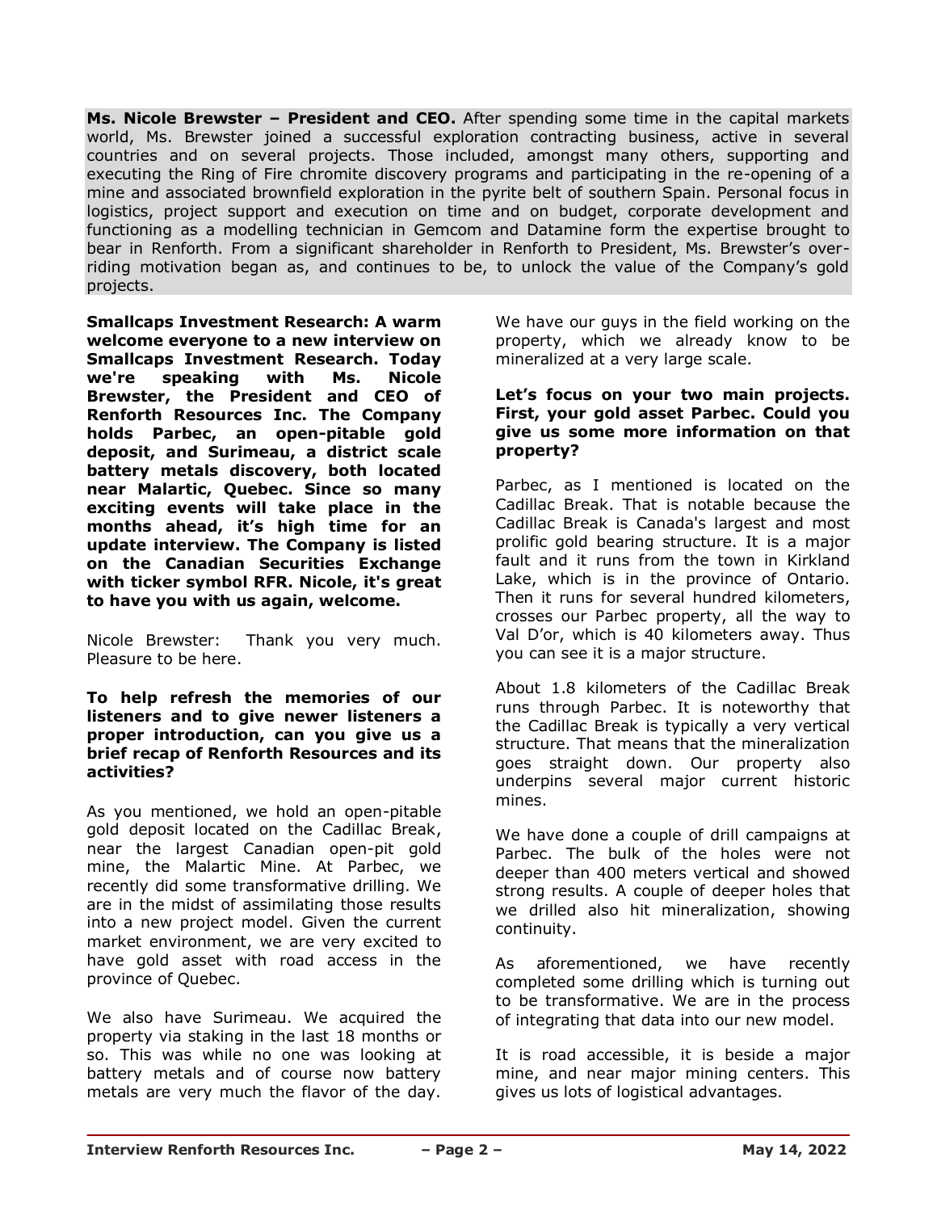**Ms. Nicole Brewster – President and CEO.** After spending some time in the capital markets world, Ms. Brewster joined a successful exploration contracting business, active in several countries and on several projects. Those included, amongst many others, supporting and executing the Ring of Fire chromite discovery programs and participating in the re-opening of a mine and associated brownfield exploration in the pyrite belt of southern Spain. Personal focus in logistics, project support and execution on time and on budget, corporate development and functioning as a modelling technician in Gemcom and Datamine form the expertise brought to bear in Renforth. From a significant shareholder in Renforth to President, Ms. Brewster's over-riding motivation began as, and continues to be, to unlock the value of the Company's gold projects.

**Smallcaps Investment Research: A warm welcome everyone to a new interview on Smallcaps Investment Research. Today we're speaking with Ms. Nicole Brewster, the President and CEO of Renforth Resources Inc. The Company holds Parbec, an open-pitable gold deposit, and Surimeau, a district scale battery metals discovery, both located near Malartic, Quebec. Since so many exciting events will take place in the months ahead, it's high time for an update interview. The Company is listed on the Canadian Securities Exchange with ticker symbol RFR. Nicole, it's great to have you with us again, welcome.**

Nicole Brewster: Thank you very much. Pleasure to be here.

**To help refresh the memories of our listeners and to give newer listeners a proper introduction, can you give us a brief recap of Renforth Resources and its activities?**

As you mentioned, we hold an open-pitable gold deposit located on the Cadillac Break, near the largest Canadian open-pit gold mine, the Malartic Mine. At Parbec, we recently did some transformative drilling. We are in the midst of assimilating those results into a new project model. Given the current market environment, we are very excited to have gold asset with road access in the province of Quebec.

We also have Surimeau. We acquired the property via staking in the last 18 months or so. This was while no one was looking at battery metals and of course now battery metals are very much the flavor of the day. We have our guys in the field working on the property, which we already know to be mineralized at a very large scale.

**Let's focus on your two main projects. First, your gold asset Parbec. Could you give us some more information on that property?**

Parbec, as I mentioned is located on the Cadillac Break. That is notable because the Cadillac Break is Canada's largest and most prolific gold bearing structure. It is a major fault and it runs from the town in Kirkland Lake, which is in the province of Ontario. Then it runs for several hundred kilometers, crosses our Parbec property, all the way to Val D'or, which is 40 kilometers away. Thus you can see it is a major structure.

About 1.8 kilometers of the Cadillac Break runs through Parbec. It is noteworthy that the Cadillac Break is typically a very vertical structure. That means that the mineralization goes straight down. Our property also underpins several major current historic mines.

We have done a couple of drill campaigns at Parbec. The bulk of the holes were not deeper than 400 meters vertical and showed strong results. A couple of deeper holes that we drilled also hit mineralization, showing continuity.

As aforementioned, we have recently completed some drilling which is turning out to be transformative. We are in the process of integrating that data into our new model.

It is road accessible, it is beside a major mine, and near major mining centers. This gives us lots of logistical advantages.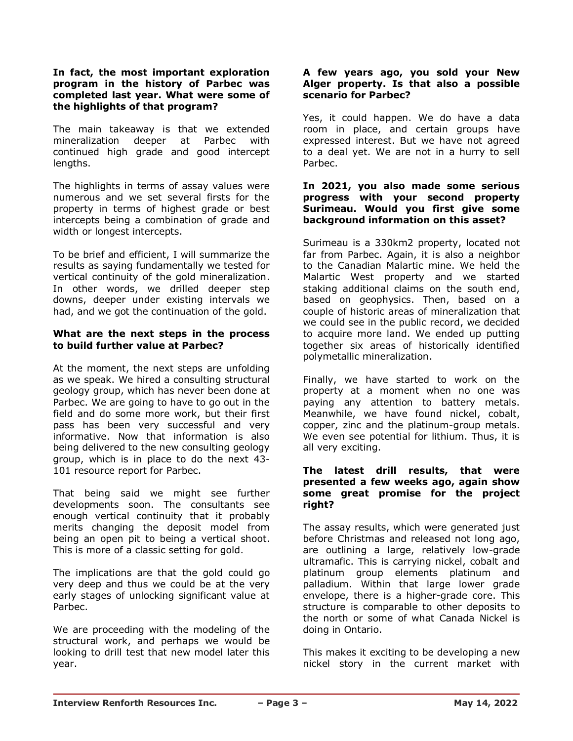**In fact, the most important exploration program in the history of Parbec was completed last year. What were some of the highlights of that program?**

The main takeaway is that we extended mineralization deeper at Parbec with continued high grade and good intercept lengths.

The highlights in terms of assay values were numerous and we set several firsts for the property in terms of highest grade or best intercepts being a combination of grade and width or longest intercepts.

To be brief and efficient, I will summarize the results as saying fundamentally we tested for vertical continuity of the gold mineralization. In other words, we drilled deeper step downs, deeper under existing intervals we had, and we got the continuation of the gold.

**What are the next steps in the process to build further value at Parbec?**

At the moment, the next steps are unfolding as we speak. We hired a consulting structural geology group, which has never been done at Parbec. We are going to have to go out in the field and do some more work, but their first pass has been very successful and very informative. Now that information is also being delivered to the new consulting geology group, which is in place to do the next 43-101 resource report for Parbec.

That being said we might see further developments soon. The consultants see enough vertical continuity that it probably merits changing the deposit model from being an open pit to being a vertical shoot. This is more of a classic setting for gold.

The implications are that the gold could go very deep and thus we could be at the very early stages of unlocking significant value at Parbec.

We are proceeding with the modeling of the structural work, and perhaps we would be looking to drill test that new model later this year.

**A few years ago, you sold your New Alger property. Is that also a possible scenario for Parbec?**

Yes, it could happen. We do have a data room in place, and certain groups have expressed interest. But we have not agreed to a deal yet. We are not in a hurry to sell Parbec.

**In 2021, you also made some serious progress with your second property Surimeau. Would you first give some background information on this asset?**

Surimeau is a 330km2 property, located not far from Parbec. Again, it is also a neighbor to the Canadian Malartic mine. We held the Malartic West property and we started staking additional claims on the south end, based on geophysics. Then, based on a couple of historic areas of mineralization that we could see in the public record, we decided to acquire more land. We ended up putting together six areas of historically identified polymetallic mineralization.

Finally, we have started to work on the property at a moment when no one was paying any attention to battery metals. Meanwhile, we have found nickel, cobalt, copper, zinc and the platinum-group metals. We even see potential for lithium. Thus, it is all very exciting.

**The latest drill results, that were presented a few weeks ago, again show some great promise for the project right?**

The assay results, which were generated just before Christmas and released not long ago, are outlining a large, relatively low-grade ultramafic. This is carrying nickel, cobalt and platinum group elements platinum and palladium. Within that large lower grade envelope, there is a higher-grade core. This structure is comparable to other deposits to the north or some of what Canada Nickel is doing in Ontario.

This makes it exciting to be developing a new nickel story in the current market with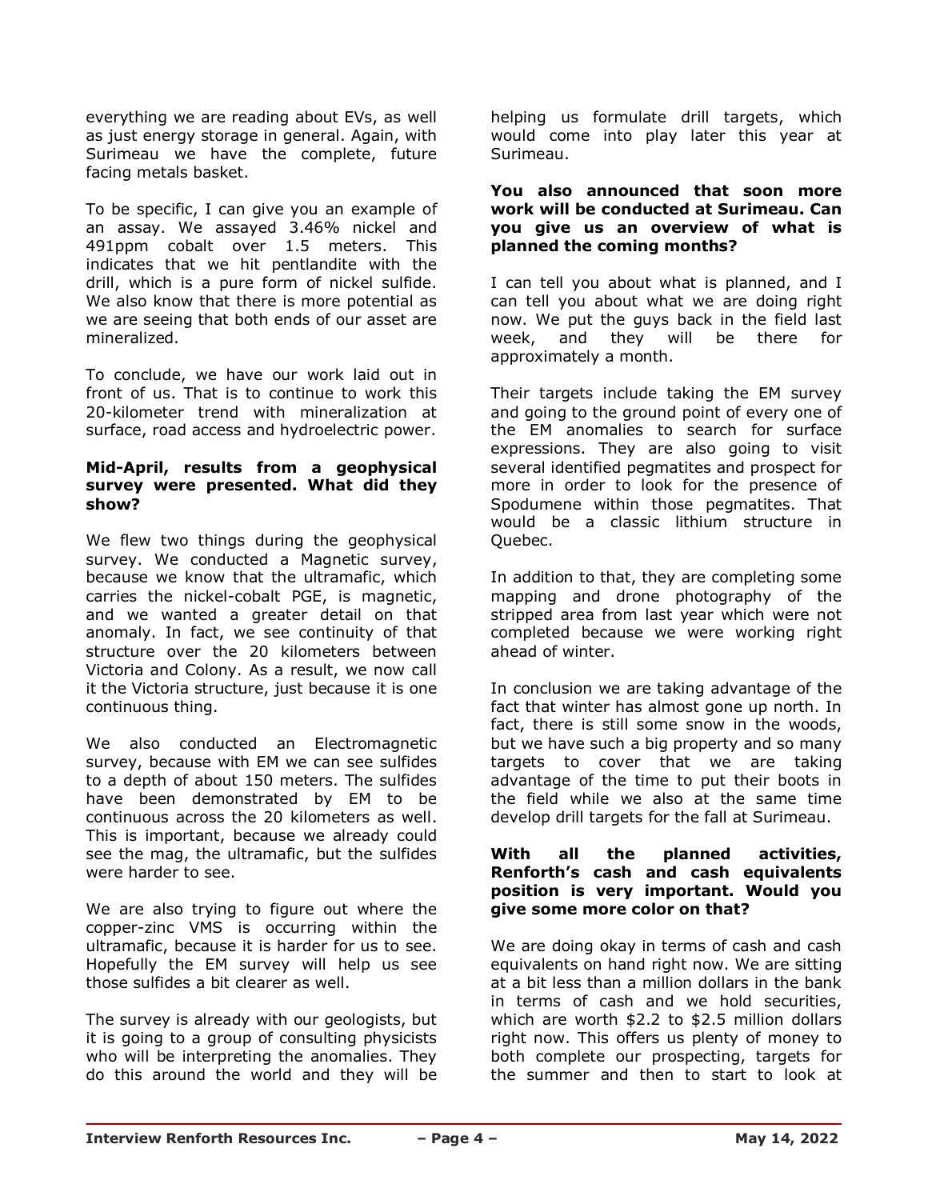everything we are reading about EVs, as well as just energy storage in general. Again, with Surimeau we have the complete, future facing metals basket.

To be specific, I can give you an example of an assay. We assayed 3.46% nickel and 491ppm cobalt over 1.5 meters. This indicates that we hit pentlandite with the drill, which is a pure form of nickel sulfide. We also know that there is more potential as we are seeing that both ends of our asset are mineralized.

To conclude, we have our work laid out in front of us. That is to continue to work this 20-kilometer trend with mineralization at surface, road access and hydroelectric power.

**Mid-April, results from a geophysical survey were presented. What did they show?**

We flew two things during the geophysical survey. We conducted a Magnetic survey, because we know that the ultramafic, which carries the nickel-cobalt PGE, is magnetic, and we wanted a greater detail on that anomaly. In fact, we see continuity of that structure over the 20 kilometers between Victoria and Colony. As a result, we now call it the Victoria structure, just because it is one continuous thing.

We also conducted an Electromagnetic survey, because with EM we can see sulfides to a depth of about 150 meters. The sulfides have been demonstrated by EM to be continuous across the 20 kilometers as well. This is important, because we already could see the mag, the ultramafic, but the sulfides were harder to see.

We are also trying to figure out where the copper-zinc VMS is occurring within the ultramafic, because it is harder for us to see. Hopefully the EM survey will help us see those sulfides a bit clearer as well.

The survey is already with our geologists, but it is going to a group of consulting physicists who will be interpreting the anomalies. They do this around the world and they will be helping us formulate drill targets, which would come into play later this year at Surimeau.

**You also announced that soon more work will be conducted at Surimeau. Can you give us an overview of what is planned the coming months?**

I can tell you about what is planned, and I can tell you about what we are doing right now. We put the guys back in the field last week, and they will be there for approximately a month.

Their targets include taking the EM survey and going to the ground point of every one of the EM anomalies to search for surface expressions. They are also going to visit several identified pegmatites and prospect for more in order to look for the presence of Spodumene within those pegmatites. That would be a classic lithium structure in Quebec.

In addition to that, they are completing some mapping and drone photography of the stripped area from last year which were not completed because we were working right ahead of winter.

In conclusion we are taking advantage of the fact that winter has almost gone up north. In fact, there is still some snow in the woods, but we have such a big property and so many targets to cover that we are taking advantage of the time to put their boots in the field while we also at the same time develop drill targets for the fall at Surimeau.

**With all the planned activities, Renforth's cash and cash equivalents position is very important. Would you give some more color on that?**

We are doing okay in terms of cash and cash equivalents on hand right now. We are sitting at a bit less than a million dollars in the bank in terms of cash and we hold securities, which are worth $2.2 to $2.5 million dollars right now. This offers us plenty of money to both complete our prospecting, targets for the summer and then to start to look at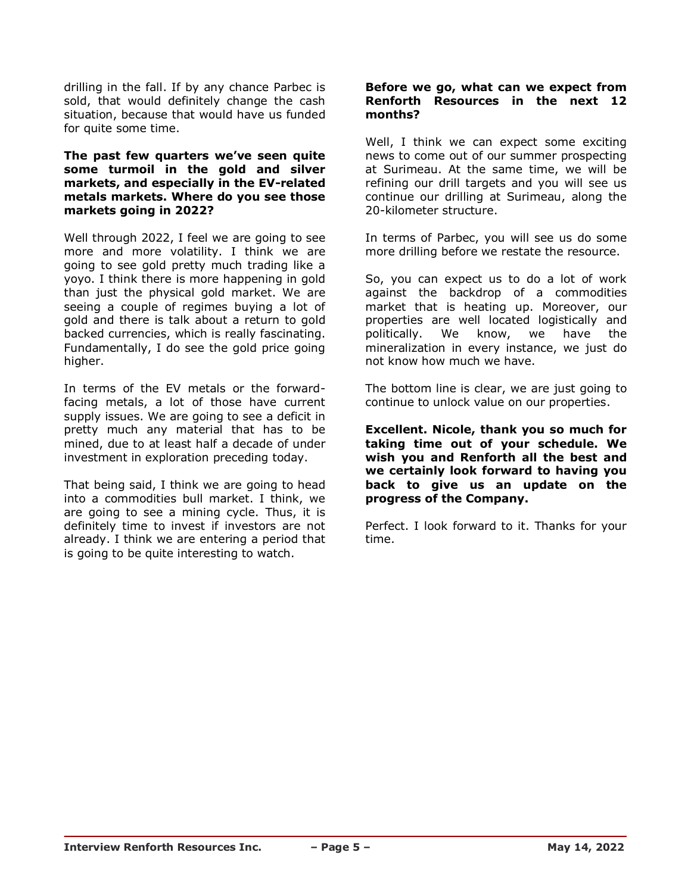drilling in the fall. If by any chance Parbec is sold, that would definitely change the cash situation, because that would have us funded for quite some time.

**The past few quarters we've seen quite some turmoil in the gold and silver markets, and especially in the EV-related metals markets. Where do you see those markets going in 2022?**

Well through 2022, I feel we are going to see more and more volatility. I think we are going to see gold pretty much trading like a yoyo. I think there is more happening in gold than just the physical gold market. We are seeing a couple of regimes buying a lot of gold and there is talk about a return to gold backed currencies, which is really fascinating. Fundamentally, I do see the gold price going higher.

In terms of the EV metals or the forward-facing metals, a lot of those have current supply issues. We are going to see a deficit in pretty much any material that has to be mined, due to at least half a decade of under investment in exploration preceding today.

That being said, I think we are going to head into a commodities bull market. I think, we are going to see a mining cycle. Thus, it is definitely time to invest if investors are not already. I think we are entering a period that is going to be quite interesting to watch.

**Before we go, what can we expect from Renforth Resources in the next 12 months?**

Well, I think we can expect some exciting news to come out of our summer prospecting at Surimeau. At the same time, we will be refining our drill targets and you will see us continue our drilling at Surimeau, along the 20-kilometer structure.

In terms of Parbec, you will see us do some more drilling before we restate the resource.

So, you can expect us to do a lot of work against the backdrop of a commodities market that is heating up. Moreover, our properties are well located logistically and politically. We know, we have the mineralization in every instance, we just do not know how much we have.

The bottom line is clear, we are just going to continue to unlock value on our properties.

**Excellent. Nicole, thank you so much for taking time out of your schedule. We wish you and Renforth all the best and we certainly look forward to having you back to give us an update on the progress of the Company.**

Perfect. I look forward to it. Thanks for your time.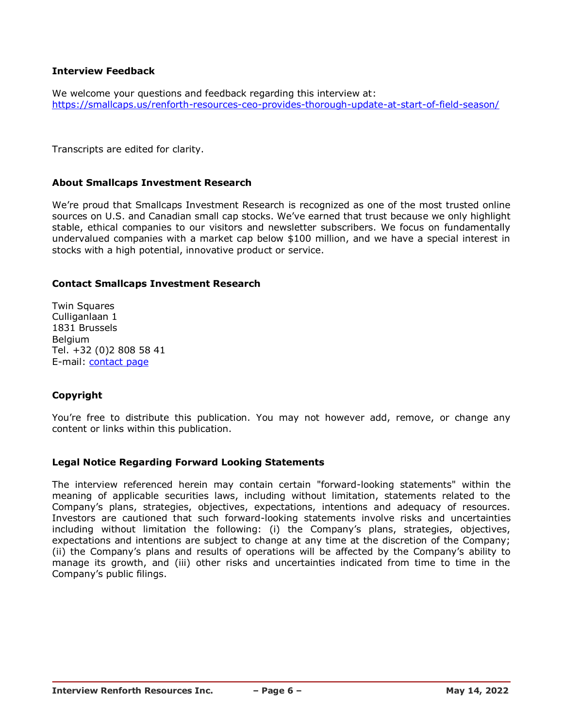**Interview Feedback**

We welcome your questions and feedback regarding this interview at:
[https://smallcaps.us/renforth-resources-ceo-provides-thorough-update-at-start-of-field-season/](https://smallcaps.us/renforth-resources-ceo-provides-thorough-update-at-start-of-field-season/)

Transcripts are edited for clarity.

**About Smallcaps Investment Research**

We're proud that Smallcaps Investment Research is recognized as one of the most trusted online sources on U.S. and Canadian small cap stocks. We've earned that trust because we only highlight stable, ethical companies to our visitors and newsletter subscribers. We focus on fundamentally undervalued companies with a market cap below $100 million, and we have a special interest in stocks with a high potential, innovative product or service.

**Contact Smallcaps Investment Research**

Twin Squares
Culliganlaan 1
1831 Brussels
Belgium
Tel. +32 (0)2 808 58 41
E-mail: contact page

**Copyright**

You're free to distribute this publication. You may not however add, remove, or change any content or links within this publication.

**Legal Notice Regarding Forward Looking Statements**

The interview referenced herein may contain certain "forward-looking statements" within the meaning of applicable securities laws, including without limitation, statements related to the Company's plans, strategies, objectives, expectations, intentions and adequacy of resources. Investors are cautioned that such forward-looking statements involve risks and uncertainties including without limitation the following: (i) the Company's plans, strategies, objectives, expectations and intentions are subject to change at any time at the discretion of the Company; (ii) the Company's plans and results of operations will be affected by the Company's ability to manage its growth, and (iii) other risks and uncertainties indicated from time to time in the Company's public filings.